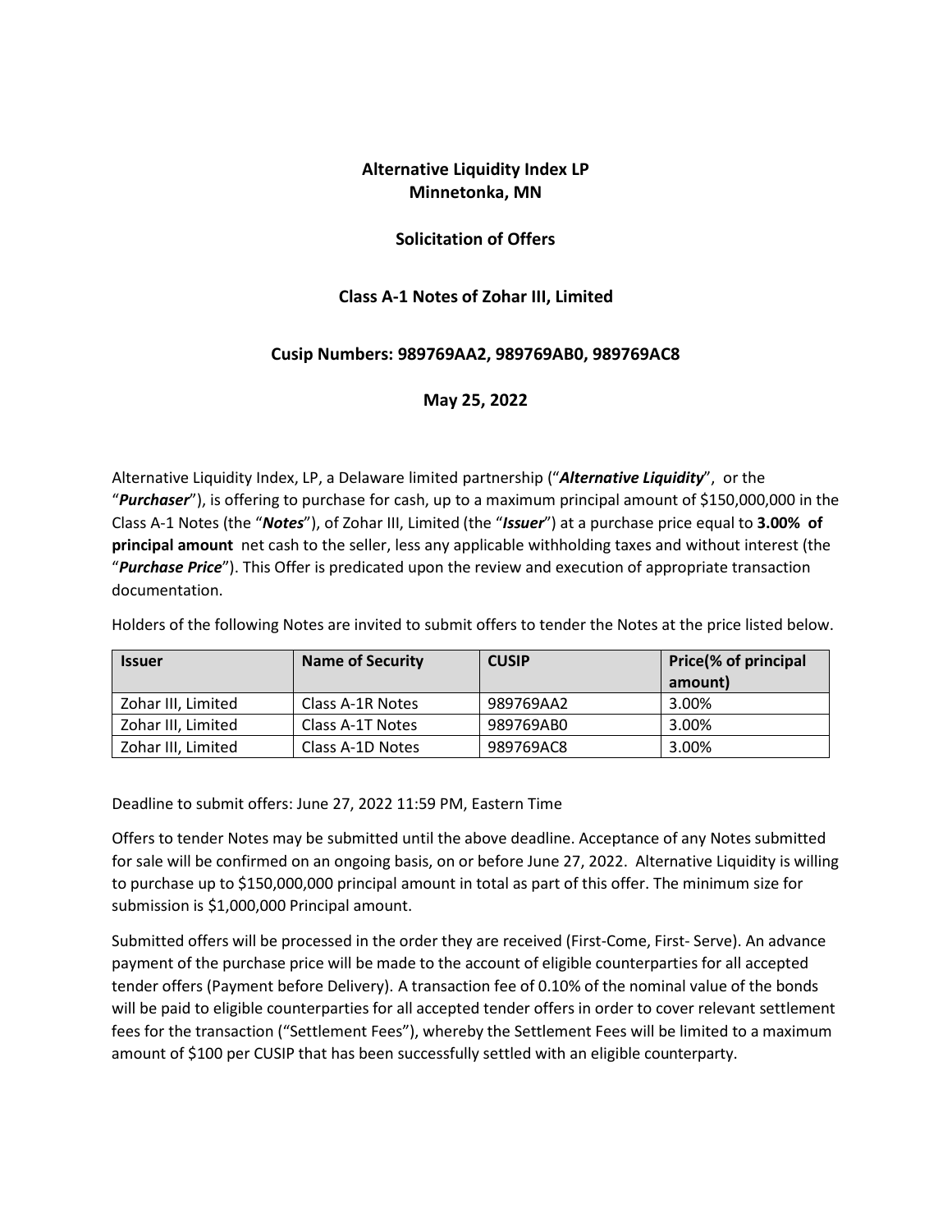**Alternative Liquidity Index LP**
**Minnetonka, MN**

**Solicitation of Offers**

**Class A-1 Notes of Zohar III, Limited**

**Cusip Numbers: 989769AA2, 989769AB0, 989769AC8**

**May 25, 2022**

Alternative Liquidity Index, LP, a Delaware limited partnership ("***Alternative Liquidity***", or the "***Purchaser***"), is offering to purchase for cash, up to a maximum principal amount of $150,000,000 in the Class A-1 Notes (the "***Notes***"), of Zohar III, Limited (the "***Issuer***") at a purchase price equal to **3.00% of principal amount** net cash to the seller, less any applicable withholding taxes and without interest (the "***Purchase Price***"). This Offer is predicated upon the review and execution of appropriate transaction documentation.

Holders of the following Notes are invited to submit offers to tender the Notes at the price listed below.

| Issuer | Name of Security | CUSIP | Price(% of principal amount) |
| --- | --- | --- | --- |
| Zohar III, Limited | Class A-1R Notes | 989769AA2 | 3.00% |
| Zohar III, Limited | Class A-1T Notes | 989769AB0 | 3.00% |
| Zohar III, Limited | Class A-1D Notes | 989769AC8 | 3.00% |

Deadline to submit offers: June 27, 2022 11:59 PM, Eastern Time

Offers to tender Notes may be submitted until the above deadline. Acceptance of any Notes submitted for sale will be confirmed on an ongoing basis, on or before June 27, 2022. Alternative Liquidity is willing to purchase up to $150,000,000 principal amount in total as part of this offer. The minimum size for submission is $1,000,000 Principal amount.

Submitted offers will be processed in the order they are received (First-Come, First- Serve). An advance payment of the purchase price will be made to the account of eligible counterparties for all accepted tender offers (Payment before Delivery). A transaction fee of 0.10% of the nominal value of the bonds will be paid to eligible counterparties for all accepted tender offers in order to cover relevant settlement fees for the transaction ("Settlement Fees"), whereby the Settlement Fees will be limited to a maximum amount of $100 per CUSIP that has been successfully settled with an eligible counterparty.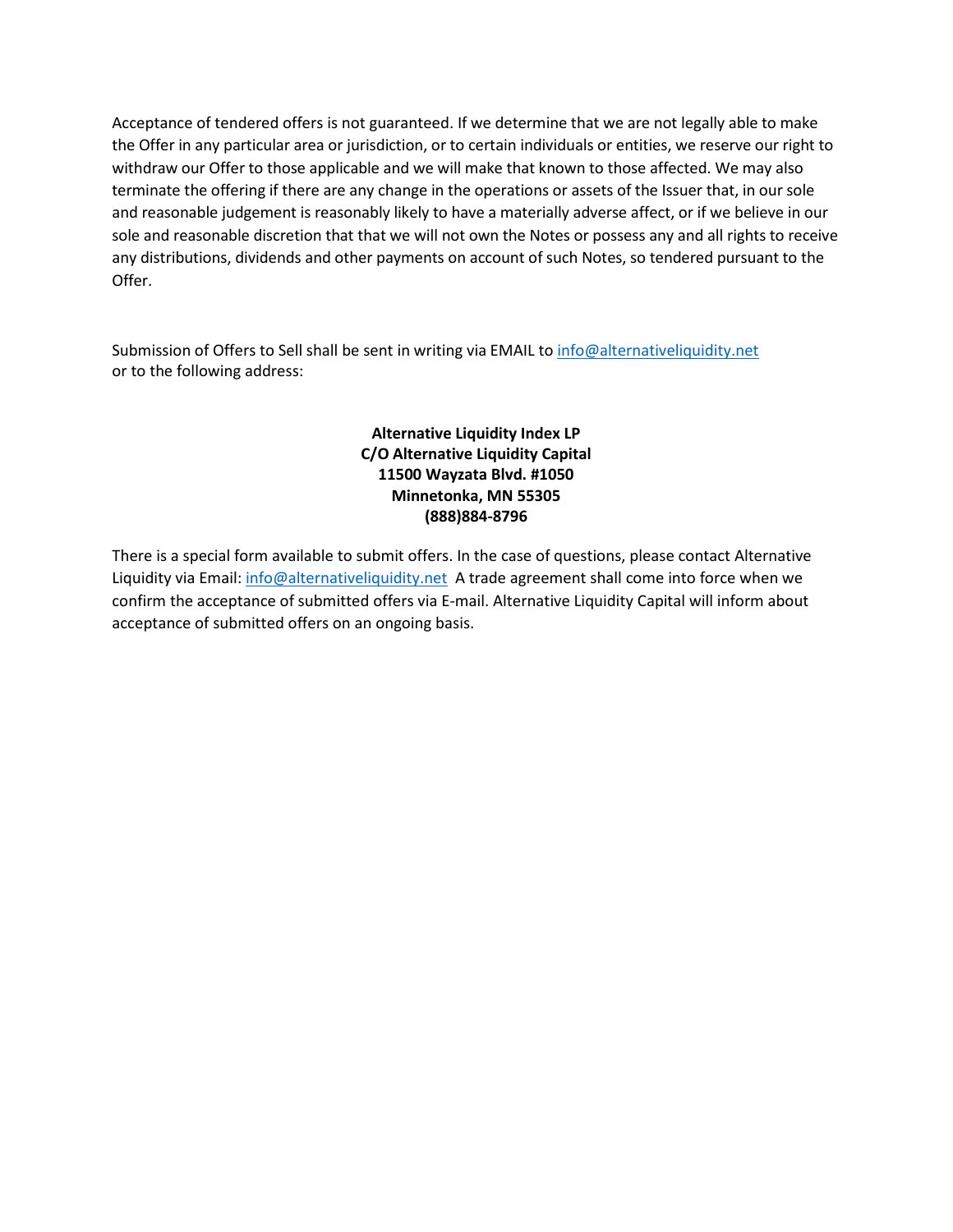Acceptance of tendered offers is not guaranteed. If we determine that we are not legally able to make the Offer in any particular area or jurisdiction, or to certain individuals or entities, we reserve our right to withdraw our Offer to those applicable and we will make that known to those affected. We may also terminate the offering if there are any change in the operations or assets of the Issuer that, in our sole and reasonable judgement is reasonably likely to have a materially adverse affect, or if we believe in our sole and reasonable discretion that that we will not own the Notes or possess any and all rights to receive any distributions, dividends and other payments on account of such Notes, so tendered pursuant to the Offer.

Submission of Offers to Sell shall be sent in writing via EMAIL to info@alternativeliquidity.net or to the following address:

**Alternative Liquidity Index LP**
**C/O Alternative Liquidity Capital**
**11500 Wayzata Blvd. #1050**
**Minnetonka, MN 55305**
**(888)884-8796**

There is a special form available to submit offers. In the case of questions, please contact Alternative Liquidity via Email: info@alternativeliquidity.net A trade agreement shall come into force when we confirm the acceptance of submitted offers via E-mail. Alternative Liquidity Capital will inform about acceptance of submitted offers on an ongoing basis.